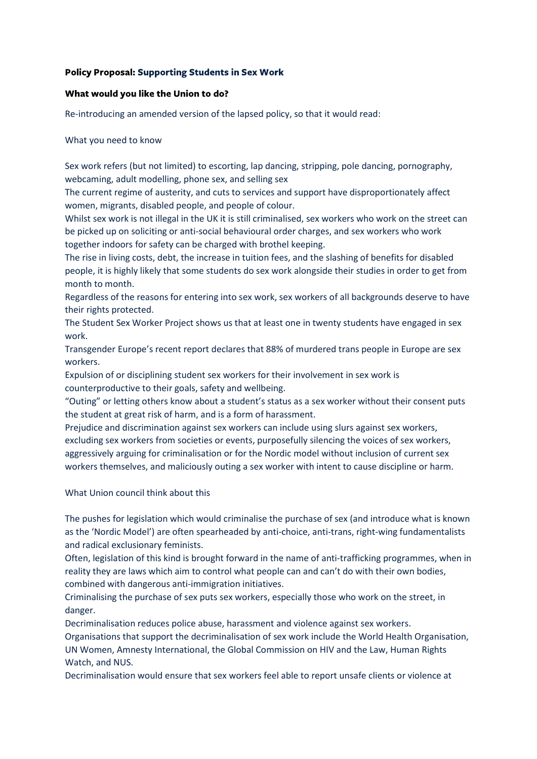**Policy Proposal: Supporting Students in Sex Work**

**What would you like the Union to do?**

Re-introducing an amended version of the lapsed policy, so that it would read:

What you need to know

Sex work refers (but not limited) to escorting, lap dancing, stripping, pole dancing, pornography, webcaming, adult modelling, phone sex, and selling sex

The current regime of austerity, and cuts to services and support have disproportionately affect women, migrants, disabled people, and people of colour.

Whilst sex work is not illegal in the UK it is still criminalised, sex workers who work on the street can be picked up on soliciting or anti-social behavioural order charges, and sex workers who work together indoors for safety can be charged with brothel keeping.

The rise in living costs, debt, the increase in tuition fees, and the slashing of benefits for disabled people, it is highly likely that some students do sex work alongside their studies in order to get from month to month.

Regardless of the reasons for entering into sex work, sex workers of all backgrounds deserve to have their rights protected.

The Student Sex Worker Project shows us that at least one in twenty students have engaged in sex work.

Transgender Europe's recent report declares that 88% of murdered trans people in Europe are sex workers.

Expulsion of or disciplining student sex workers for their involvement in sex work is counterproductive to their goals, safety and wellbeing.

"Outing" or letting others know about a student's status as a sex worker without their consent puts the student at great risk of harm, and is a form of harassment.

Prejudice and discrimination against sex workers can include using slurs against sex workers, excluding sex workers from societies or events, purposefully silencing the voices of sex workers, aggressively arguing for criminalisation or for the Nordic model without inclusion of current sex workers themselves, and maliciously outing a sex worker with intent to cause discipline or harm.

What Union council think about this

The pushes for legislation which would criminalise the purchase of sex (and introduce what is known as the 'Nordic Model') are often spearheaded by anti-choice, anti-trans, right-wing fundamentalists and radical exclusionary feminists.

Often, legislation of this kind is brought forward in the name of anti-trafficking programmes, when in reality they are laws which aim to control what people can and can't do with their own bodies, combined with dangerous anti-immigration initiatives.

Criminalising the purchase of sex puts sex workers, especially those who work on the street, in danger.

Decriminalisation reduces police abuse, harassment and violence against sex workers.

Organisations that support the decriminalisation of sex work include the World Health Organisation, UN Women, Amnesty International, the Global Commission on HIV and the Law, Human Rights Watch, and NUS.

Decriminalisation would ensure that sex workers feel able to report unsafe clients or violence at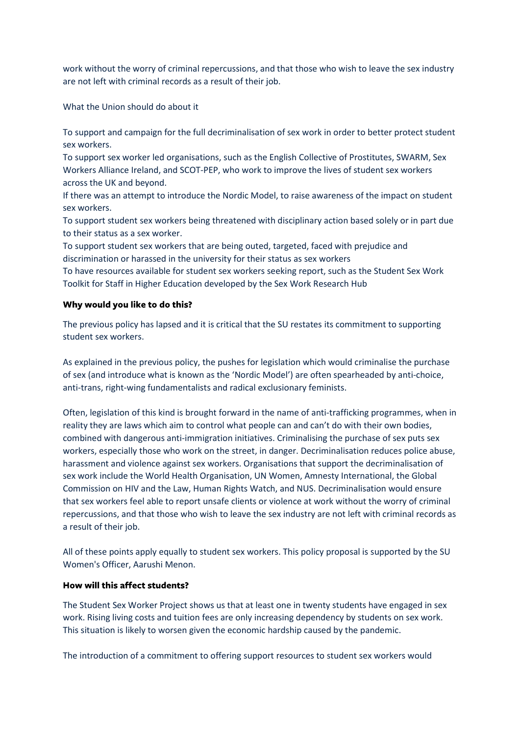work without the worry of criminal repercussions, and that those who wish to leave the sex industry are not left with criminal records as a result of their job.

What the Union should do about it

To support and campaign for the full decriminalisation of sex work in order to better protect student sex workers.
To support sex worker led organisations, such as the English Collective of Prostitutes, SWARM, Sex Workers Alliance Ireland, and SCOT-PEP, who work to improve the lives of student sex workers across the UK and beyond.
If there was an attempt to introduce the Nordic Model, to raise awareness of the impact on student sex workers.
To support student sex workers being threatened with disciplinary action based solely or in part due to their status as a sex worker.
To support student sex workers that are being outed, targeted, faced with prejudice and discrimination or harassed in the university for their status as sex workers
To have resources available for student sex workers seeking report, such as the Student Sex Work Toolkit for Staff in Higher Education developed by the Sex Work Research Hub

**Why would you like to do this?**

The previous policy has lapsed and it is critical that the SU restates its commitment to supporting student sex workers.

As explained in the previous policy, the pushes for legislation which would criminalise the purchase of sex (and introduce what is known as the 'Nordic Model') are often spearheaded by anti-choice, anti-trans, right-wing fundamentalists and radical exclusionary feminists.

Often, legislation of this kind is brought forward in the name of anti-trafficking programmes, when in reality they are laws which aim to control what people can and can't do with their own bodies, combined with dangerous anti-immigration initiatives. Criminalising the purchase of sex puts sex workers, especially those who work on the street, in danger. Decriminalisation reduces police abuse, harassment and violence against sex workers. Organisations that support the decriminalisation of sex work include the World Health Organisation, UN Women, Amnesty International, the Global Commission on HIV and the Law, Human Rights Watch, and NUS. Decriminalisation would ensure that sex workers feel able to report unsafe clients or violence at work without the worry of criminal repercussions, and that those who wish to leave the sex industry are not left with criminal records as a result of their job.

All of these points apply equally to student sex workers. This policy proposal is supported by the SU Women's Officer, Aarushi Menon.

**How will this affect students?**

The Student Sex Worker Project shows us that at least one in twenty students have engaged in sex work. Rising living costs and tuition fees are only increasing dependency by students on sex work. This situation is likely to worsen given the economic hardship caused by the pandemic.

The introduction of a commitment to offering support resources to student sex workers would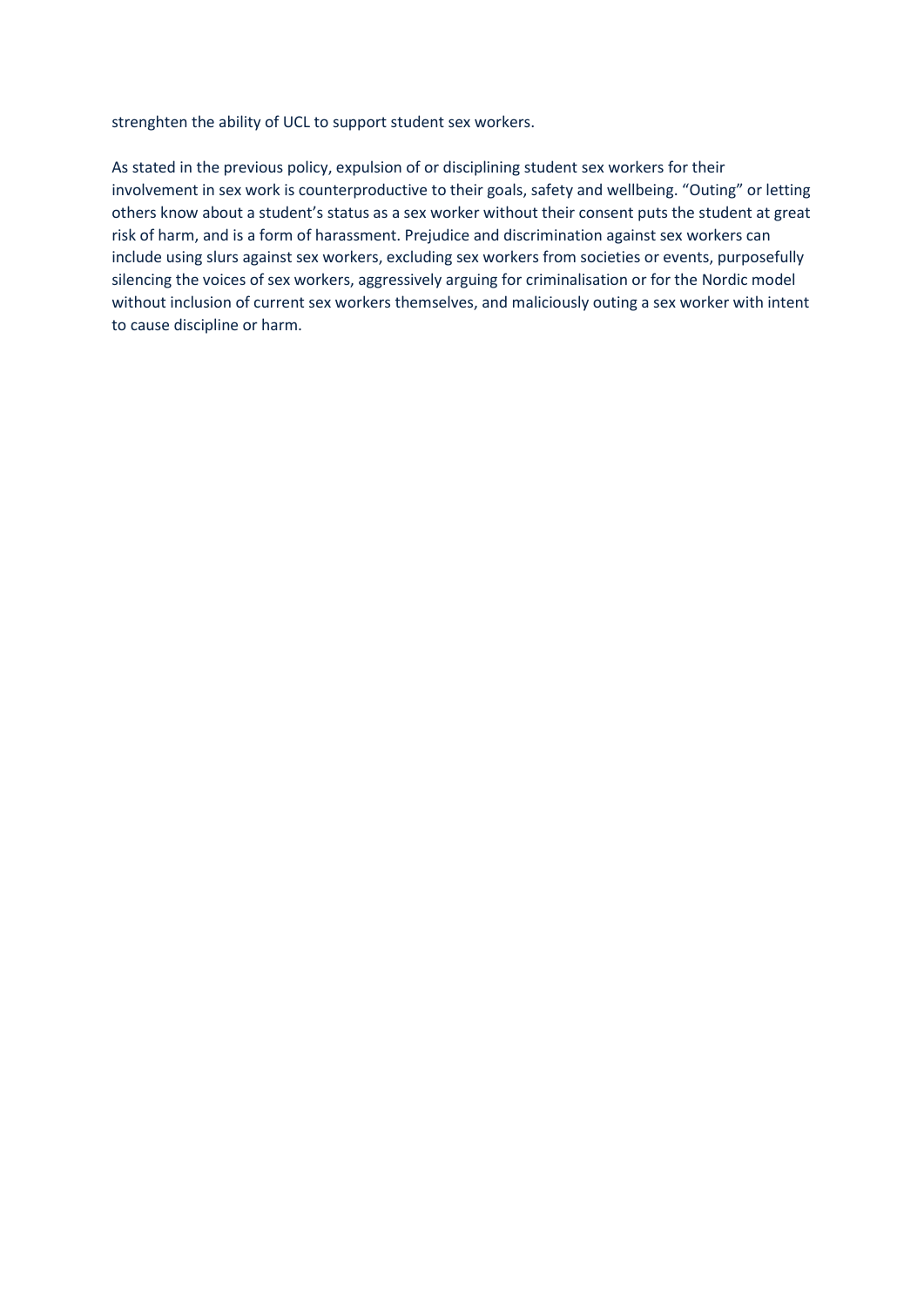strenghten the ability of UCL to support student sex workers.

As stated in the previous policy, expulsion of or disciplining student sex workers for their involvement in sex work is counterproductive to their goals, safety and wellbeing. “Outing” or letting others know about a student’s status as a sex worker without their consent puts the student at great risk of harm, and is a form of harassment. Prejudice and discrimination against sex workers can include using slurs against sex workers, excluding sex workers from societies or events, purposefully silencing the voices of sex workers, aggressively arguing for criminalisation or for the Nordic model without inclusion of current sex workers themselves, and maliciously outing a sex worker with intent to cause discipline or harm.